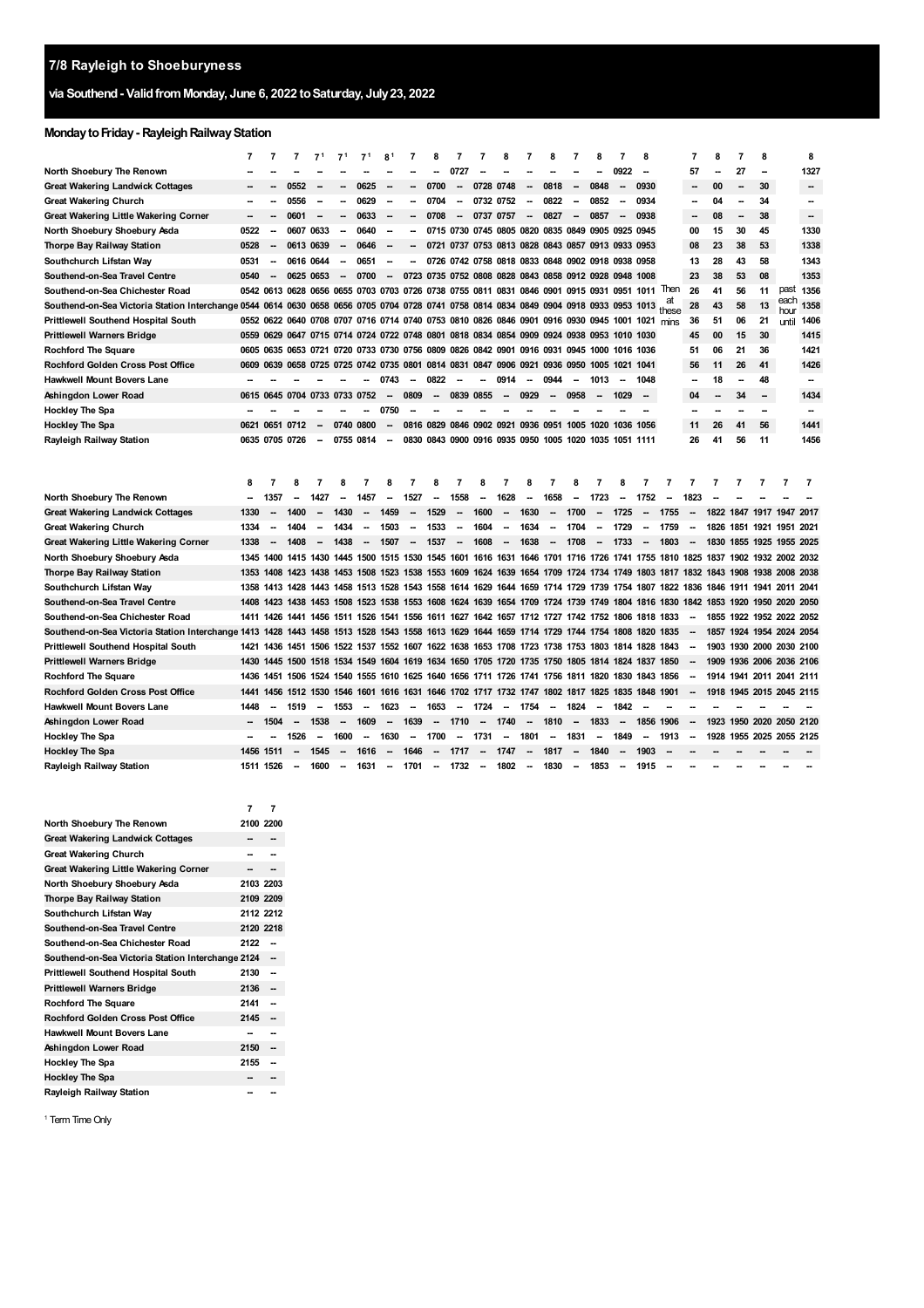# 7/8 Rayleigh to Shoeburyness

## via Southend - Valid from Monday, June 6, 2022 to Saturday, July 23, 2022

### Monday to Friday - Rayleigh Railway Station

| | 7 | 7 | 7 | 7[1] | 7[1] | 7[1] | 8[1] | 7 | 8 | 7 | 7 | 8 | 7 | 8 | 7 | 8 | 7 | 8 | | 7 | 8 | 7 | 8 | | 8 |
|---|---|---|---|---|---|---|---|---|---|---|---|---|---|---|---|---|---|---|---|---|---|---|---|---|---|
| North Shoebury The Renown | -- | -- | -- | -- | -- | -- | -- | -- | -- | 0727 | -- | -- | -- | -- | -- | -- | 0922 | -- | | 57 | -- | 27 | -- | | 1327 |
| Great Wakering Landwick Cottages | -- | -- | 0552 | -- | -- | 0625 | -- | -- | 0700 | -- | 0728 | 0748 | -- | 0818 | -- | 0848 | -- | 0930 | | -- | 00 | -- | 30 | | -- |
| Great Wakering Church | -- | -- | 0556 | -- | -- | 0629 | -- | -- | 0704 | -- | 0732 | 0752 | -- | 0822 | -- | 0852 | -- | 0934 | | -- | 04 | -- | 34 | | -- |
| Great Wakering Little Wakering Corner | -- | -- | 0601 | -- | -- | 0633 | -- | -- | 0708 | -- | 0737 | 0757 | -- | 0827 | -- | 0857 | -- | 0938 | | -- | 08 | -- | 38 | | -- |
| North Shoebury Shoebury Asda | 0522 | -- | 0607 | 0633 | -- | 0640 | -- | -- | 0715 | 0730 | 0745 | 0805 | 0820 | 0835 | 0849 | 0905 | 0925 | 0945 | | 00 | 15 | 30 | 45 | | 1330 |
| Thorpe Bay Railway Station | 0528 | -- | 0613 | 0639 | -- | 0646 | -- | -- | 0721 | 0737 | 0753 | 0813 | 0828 | 0843 | 0857 | 0913 | 0933 | 0953 | | 08 | 23 | 38 | 53 | | 1338 |
| Southchurch Lifstan Way | 0531 | -- | 0616 | 0644 | -- | 0651 | -- | -- | 0726 | 0742 | 0758 | 0818 | 0833 | 0848 | 0902 | 0918 | 0938 | 0958 | | 13 | 28 | 43 | 58 | | 1343 |
| Southend-on-Sea Travel Centre | 0540 | -- | 0625 | 0653 | -- | 0700 | -- | 0723 | 0735 | 0752 | 0808 | 0828 | 0843 | 0858 | 0912 | 0928 | 0948 | 1008 | | 23 | 38 | 53 | 08 | | 1353 |
| Southend-on-Sea Chichester Road | 0542 | 0613 | 0628 | 0656 | 0655 | 0703 | 0703 | 0726 | 0738 | 0755 | 0811 | 0831 | 0846 | 0901 | 0915 | 0931 | 0951 | 1011 | Then | 26 | 41 | 56 | 11 | past | 1356 |
| Southend-on-Sea Victoria Station Interchange | 0544 | 0614 | 0630 | 0658 | 0656 | 0705 | 0704 | 0728 | 0741 | 0758 | 0814 | 0834 | 0849 | 0904 | 0918 | 0933 | 0953 | 1013 | at these | 28 | 43 | 58 | 13 | each hour | 1358 |
| Prittlewell Southend Hospital South | 0552 | 0622 | 0640 | 0708 | 0707 | 0716 | 0714 | 0740 | 0753 | 0810 | 0826 | 0846 | 0901 | 0916 | 0930 | 0945 | 1001 | 1021 | mins | 36 | 51 | 06 | 21 | until | 1406 |
| Prittlewell Warners Bridge | 0559 | 0629 | 0647 | 0715 | 0714 | 0724 | 0722 | 0748 | 0801 | 0818 | 0834 | 0854 | 0909 | 0924 | 0938 | 0953 | 1010 | 1030 | | 45 | 00 | 15 | 30 | | 1415 |
| Rochford The Square | 0605 | 0635 | 0653 | 0721 | 0720 | 0733 | 0730 | 0756 | 0809 | 0826 | 0842 | 0901 | 0916 | 0931 | 0945 | 1000 | 1016 | 1036 | | 51 | 06 | 21 | 36 | | 1421 |
| Rochford Golden Cross Post Office | 0609 | 0639 | 0658 | 0725 | 0725 | 0742 | 0735 | 0801 | 0814 | 0831 | 0847 | 0906 | 0921 | 0936 | 0950 | 1005 | 1021 | 1041 | | 56 | 11 | 26 | 41 | | 1426 |
| Hawkwell Mount Bovers Lane | -- | -- | -- | -- | -- | -- | 0743 | -- | 0822 | -- | -- | 0914 | -- | 0944 | -- | 1013 | -- | 1048 | | -- | 18 | -- | 48 | | -- |
| Ashingdon Lower Road | 0615 | 0645 | 0704 | 0733 | 0733 | 0752 | -- | 0809 | -- | 0839 | 0855 | -- | 0929 | -- | 0958 | -- | 1029 | -- | | 04 | -- | 34 | -- | | 1434 |
| Hockley The Spa | -- | -- | -- | -- | -- | -- | 0750 | -- | -- | -- | -- | -- | -- | -- | -- | -- | -- | -- | | -- | -- | -- | -- | | -- |
| Hockley The Spa | 0621 | 0651 | 0712 | -- | 0740 | 0800 | -- | 0816 | 0829 | 0846 | 0902 | 0921 | 0936 | 0951 | 1005 | 1020 | 1036 | 1056 | | 11 | 26 | 41 | 56 | | 1441 |
| Rayleigh Railway Station | 0635 | 0705 | 0726 | -- | 0755 | 0814 | -- | 0830 | 0843 | 0900 | 0916 | 0935 | 0950 | 1005 | 1020 | 1035 | 1051 | 1111 | | 26 | 41 | 56 | 11 | | 1456 |

| | 8 | 7 | 8 | 7 | 8 | 7 | 8 | 7 | 8 | 7 | 8 | 7 | 8 | 7 | 8 | 7 | 8 | 7 | 7 | 7 | 7 | 7 | 7 | 7 | 7 |
|---|---|---|---|---|---|---|---|---|---|---|---|---|---|---|---|---|---|---|---|---|---|---|---|---|---|
| North Shoebury The Renown | -- | 1357 | -- | 1427 | -- | 1457 | -- | 1527 | -- | 1558 | -- | 1628 | -- | 1658 | -- | 1723 | -- | 1752 | -- | 1823 | -- | -- | -- | -- | -- |
| Great Wakering Landwick Cottages | 1330 | -- | 1400 | -- | 1430 | -- | 1459 | -- | 1529 | -- | 1600 | -- | 1630 | -- | 1700 | -- | 1725 | -- | 1755 | -- | 1822 | 1847 | 1917 | 1947 | 2017 |
| Great Wakering Church | 1334 | -- | 1404 | -- | 1434 | -- | 1503 | -- | 1533 | -- | 1604 | -- | 1634 | -- | 1704 | -- | 1729 | -- | 1759 | -- | 1826 | 1851 | 1921 | 1951 | 2021 |
| Great Wakering Little Wakering Corner | 1338 | -- | 1408 | -- | 1438 | -- | 1507 | -- | 1537 | -- | 1608 | -- | 1638 | -- | 1708 | -- | 1733 | -- | 1803 | -- | 1830 | 1855 | 1925 | 1955 | 2025 |
| North Shoebury Shoebury Asda | 1345 | 1400 | 1415 | 1430 | 1445 | 1500 | 1515 | 1530 | 1545 | 1601 | 1616 | 1631 | 1646 | 1701 | 1716 | 1726 | 1741 | 1755 | 1810 | 1825 | 1837 | 1902 | 1932 | 2002 | 2032 |
| Thorpe Bay Railway Station | 1353 | 1408 | 1423 | 1438 | 1453 | 1508 | 1523 | 1538 | 1553 | 1609 | 1624 | 1639 | 1654 | 1709 | 1724 | 1734 | 1749 | 1803 | 1817 | 1832 | 1843 | 1908 | 1938 | 2008 | 2038 |
| Southchurch Lifstan Way | 1358 | 1413 | 1428 | 1443 | 1458 | 1513 | 1528 | 1543 | 1558 | 1614 | 1629 | 1644 | 1659 | 1714 | 1729 | 1739 | 1754 | 1807 | 1822 | 1836 | 1846 | 1911 | 1941 | 2011 | 2041 |
| Southend-on-Sea Travel Centre | 1408 | 1423 | 1438 | 1453 | 1508 | 1523 | 1538 | 1553 | 1608 | 1624 | 1639 | 1654 | 1709 | 1724 | 1739 | 1749 | 1804 | 1816 | 1830 | 1842 | 1853 | 1920 | 1950 | 2020 | 2050 |
| Southend-on-Sea Chichester Road | 1411 | 1426 | 1441 | 1456 | 1511 | 1526 | 1541 | 1556 | 1611 | 1627 | 1642 | 1657 | 1712 | 1727 | 1742 | 1752 | 1806 | 1818 | 1833 | -- | 1855 | 1922 | 1952 | 2022 | 2052 |
| Southend-on-Sea Victoria Station Interchange | 1413 | 1428 | 1443 | 1458 | 1513 | 1528 | 1543 | 1558 | 1613 | 1629 | 1644 | 1659 | 1714 | 1729 | 1744 | 1754 | 1808 | 1820 | 1835 | -- | 1857 | 1924 | 1954 | 2024 | 2054 |
| Prittlewell Southend Hospital South | 1421 | 1436 | 1451 | 1506 | 1522 | 1537 | 1552 | 1607 | 1622 | 1638 | 1653 | 1708 | 1723 | 1738 | 1753 | 1803 | 1814 | 1828 | 1843 | -- | 1903 | 1930 | 2000 | 2030 | 2100 |
| Prittlewell Warners Bridge | 1430 | 1445 | 1500 | 1518 | 1534 | 1549 | 1604 | 1619 | 1634 | 1650 | 1705 | 1720 | 1735 | 1750 | 1805 | 1814 | 1824 | 1837 | 1850 | -- | 1909 | 1936 | 2006 | 2036 | 2106 |
| Rochford The Square | 1436 | 1451 | 1506 | 1524 | 1540 | 1555 | 1610 | 1625 | 1640 | 1656 | 1711 | 1726 | 1741 | 1756 | 1811 | 1820 | 1830 | 1843 | 1856 | -- | 1914 | 1941 | 2011 | 2041 | 2111 |
| Rochford Golden Cross Post Office | 1441 | 1456 | 1512 | 1530 | 1546 | 1601 | 1616 | 1631 | 1646 | 1702 | 1717 | 1732 | 1747 | 1802 | 1817 | 1825 | 1835 | 1848 | 1901 | -- | 1918 | 1945 | 2015 | 2045 | 2115 |
| Hawkwell Mount Bovers Lane | 1448 | -- | 1519 | -- | 1553 | -- | 1623 | -- | 1653 | -- | 1724 | -- | 1754 | -- | 1824 | -- | 1842 | -- | -- | -- | -- | -- | -- | -- | -- |
| Ashingdon Lower Road | -- | 1504 | -- | 1538 | -- | 1609 | -- | 1639 | -- | 1710 | -- | 1740 | -- | 1810 | -- | 1833 | -- | 1856 | 1906 | -- | 1923 | 1950 | 2020 | 2050 | 2120 |
| Hockley The Spa | -- | -- | 1526 | -- | 1600 | -- | 1630 | -- | 1700 | -- | 1731 | -- | 1801 | -- | 1831 | -- | 1849 | -- | 1913 | -- | 1928 | 1955 | 2025 | 2055 | 2125 |
| Hockley The Spa | 1456 | 1511 | -- | 1545 | -- | 1616 | -- | 1646 | -- | 1717 | -- | 1747 | -- | 1817 | -- | 1840 | -- | 1903 | -- | -- | -- | -- | -- | -- | -- |
| Rayleigh Railway Station | 1511 | 1526 | -- | 1600 | -- | 1631 | -- | 1701 | -- | 1732 | -- | 1802 | -- | 1830 | -- | 1853 | -- | 1915 | -- | -- | -- | -- | -- | -- | -- |

| | 7 | 7 |
|---|---|---|
| North Shoebury The Renown | 2100 | 2200 |
| Great Wakering Landwick Cottages | -- | -- |
| Great Wakering Church | -- | -- |
| Great Wakering Little Wakering Corner | -- | -- |
| North Shoebury Shoebury Asda | 2103 | 2203 |
| Thorpe Bay Railway Station | 2109 | 2209 |
| Southchurch Lifstan Way | 2112 | 2212 |
| Southend-on-Sea Travel Centre | 2120 | 2218 |
| Southend-on-Sea Chichester Road | 2122 | -- |
| Southend-on-Sea Victoria Station Interchange | 2124 | -- |
| Prittlewell Southend Hospital South | 2130 | -- |
| Prittlewell Warners Bridge | 2136 | -- |
| Rochford The Square | 2141 | -- |
| Rochford Golden Cross Post Office | 2145 | -- |
| Hawkwell Mount Bovers Lane | -- | -- |
| Ashingdon Lower Road | 2150 | -- |
| Hockley The Spa | 2155 | -- |
| Hockley The Spa | -- | -- |
| Rayleigh Railway Station | -- | -- |

[1] Term Time Only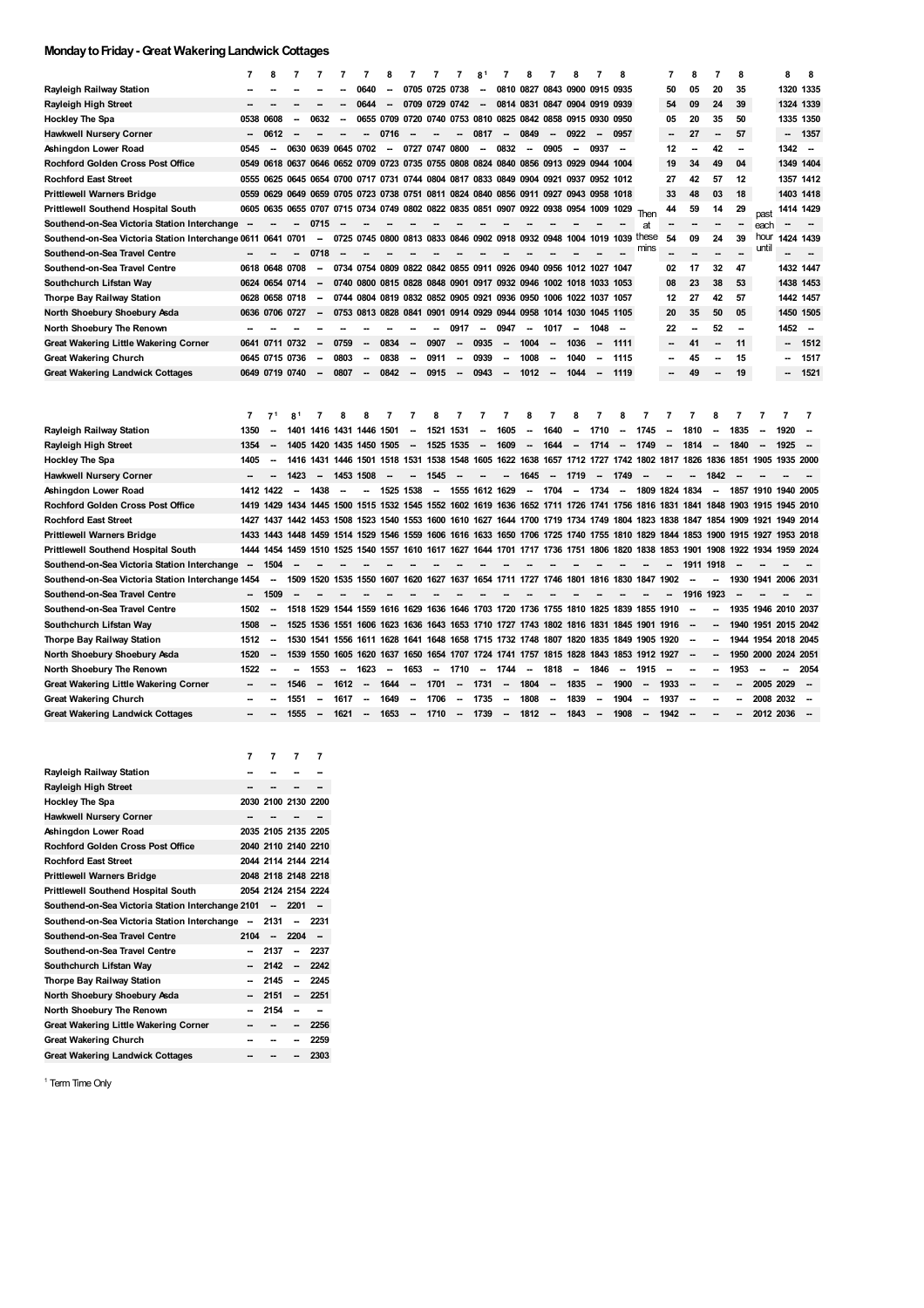## Monday to Friday - Great Wakering Landwick Cottages

| | 7 | 8 | 7 | 7 | 7 | 7 | 8 | 7 | 7 | 7 | 8[1] | 7 | 8 | 7 | 8 | 7 | 8 | Then at these mins | 7 | 8 | 7 | 8 | past each hour until | 8 | 8 |
|---|---|---|---|---|---|---|---|---|---|---|---|---|---|---|---|---|---|---|---|---|---|---|---|---|---|
| Rayleigh Railway Station | -- | -- | -- | -- | -- | 0640 | -- | 0705 | 0725 | 0738 | -- | 0810 | 0827 | 0843 | 0900 | 0915 | 0935 | | 50 | 05 | 20 | 35 | | 1320 | 1335 |
| Rayleigh High Street | -- | -- | -- | -- | -- | 0644 | -- | 0709 | 0729 | 0742 | -- | 0814 | 0831 | 0847 | 0904 | 0919 | 0939 | | 54 | 09 | 24 | 39 | | 1324 | 1339 |
| Hockley The Spa | 0538 | 0608 | -- | 0632 | -- | 0655 | 0709 | 0720 | 0740 | 0753 | 0810 | 0825 | 0842 | 0858 | 0915 | 0930 | 0950 | | 05 | 20 | 35 | 50 | | 1335 | 1350 |
| Hawkwell Nursery Corner | -- | 0612 | -- | -- | -- | -- | 0716 | -- | -- | -- | 0817 | -- | 0849 | -- | 0922 | -- | 0957 | | -- | 27 | -- | 57 | | -- | 1357 |
| Ashingdon Lower Road | 0545 | -- | 0630 | 0639 | 0645 | 0702 | -- | 0727 | 0747 | 0800 | -- | 0832 | -- | 0905 | -- | 0937 | -- | | 12 | -- | 42 | -- | | 1342 | -- |
| Rochford Golden Cross Post Office | 0549 | 0618 | 0637 | 0646 | 0652 | 0709 | 0723 | 0735 | 0755 | 0808 | 0824 | 0840 | 0856 | 0913 | 0929 | 0944 | 1004 | | 19 | 34 | 49 | 04 | | 1349 | 1404 |
| Rochford East Street | 0555 | 0625 | 0645 | 0654 | 0700 | 0717 | 0731 | 0744 | 0804 | 0817 | 0833 | 0849 | 0904 | 0921 | 0937 | 0952 | 1012 | | 27 | 42 | 57 | 12 | | 1357 | 1412 |
| Prittlewell Warners Bridge | 0559 | 0629 | 0649 | 0659 | 0705 | 0723 | 0738 | 0751 | 0811 | 0824 | 0840 | 0856 | 0911 | 0927 | 0943 | 0958 | 1018 | | 33 | 48 | 03 | 18 | | 1403 | 1418 |
| Prittlewell Southend Hospital South | 0605 | 0635 | 0655 | 0707 | 0715 | 0734 | 0749 | 0802 | 0822 | 0835 | 0851 | 0907 | 0922 | 0938 | 0954 | 1009 | 1029 | | 44 | 59 | 14 | 29 | | 1414 | 1429 |
| Southend-on-Sea Victoria Station Interchange | -- | -- | -- | 0715 | -- | -- | -- | -- | -- | -- | -- | -- | -- | -- | -- | -- | -- | | -- | -- | -- | -- | | -- | -- |
| Southend-on-Sea Victoria Station Interchange | 0611 | 0641 | 0701 | -- | 0725 | 0745 | 0800 | 0813 | 0833 | 0846 | 0902 | 0918 | 0932 | 0948 | 1004 | 1019 | 1039 | | 54 | 09 | 24 | 39 | | 1424 | 1439 |
| Southend-on-Sea Travel Centre | -- | -- | -- | 0718 | -- | -- | -- | -- | -- | -- | -- | -- | -- | -- | -- | -- | -- | | -- | -- | -- | -- | | -- | -- |
| Southend-on-Sea Travel Centre | 0618 | 0648 | 0708 | -- | 0734 | 0754 | 0809 | 0822 | 0842 | 0855 | 0911 | 0926 | 0940 | 0956 | 1012 | 1027 | 1047 | | 02 | 17 | 32 | 47 | | 1432 | 1447 |
| Southchurch Lifstan Way | 0624 | 0654 | 0714 | -- | 0740 | 0800 | 0815 | 0828 | 0848 | 0901 | 0917 | 0932 | 0946 | 1002 | 1018 | 1033 | 1053 | | 08 | 23 | 38 | 53 | | 1438 | 1453 |
| Thorpe Bay Railway Station | 0628 | 0658 | 0718 | -- | 0744 | 0804 | 0819 | 0832 | 0852 | 0905 | 0921 | 0936 | 0950 | 1006 | 1022 | 1037 | 1057 | | 12 | 27 | 42 | 57 | | 1442 | 1457 |
| North Shoebury Shoebury Asda | 0636 | 0706 | 0727 | -- | 0753 | 0813 | 0828 | 0841 | 0901 | 0914 | 0929 | 0944 | 0958 | 1014 | 1030 | 1045 | 1105 | | 20 | 35 | 50 | 05 | | 1450 | 1505 |
| North Shoebury The Renown | -- | -- | -- | -- | -- | -- | -- | -- | -- | 0917 | -- | 0947 | -- | 1017 | -- | 1048 | -- | | 22 | -- | 52 | -- | | 1452 | -- |
| Great Wakering Little Wakering Corner | 0641 | 0711 | 0732 | -- | 0759 | -- | 0834 | -- | 0907 | -- | 0935 | -- | 1004 | -- | 1036 | -- | 1111 | | -- | 41 | -- | 11 | | -- | 1512 |
| Great Wakering Church | 0645 | 0715 | 0736 | -- | 0803 | -- | 0838 | -- | 0911 | -- | 0939 | -- | 1008 | -- | 1040 | -- | 1115 | | -- | 45 | -- | 15 | | -- | 1517 |
| Great Wakering Landwick Cottages | 0649 | 0719 | 0740 | -- | 0807 | -- | 0842 | -- | 0915 | -- | 0943 | -- | 1012 | -- | 1044 | -- | 1119 | | -- | 49 | -- | 19 | | -- | 1521 |

| | 7 | 7[1] | 8[1] | 7 | 8 | 8 | 7 | 7 | 8 | 7 | 7 | 7 | 8 | 7 | 8 | 7 | 8 | 7 | 7 | 7 | 8 | 7 | 7 | 7 | 7 |
|---|---|---|---|---|---|---|---|---|---|---|---|---|---|---|---|---|---|---|---|---|---|---|---|---|---|
| Rayleigh Railway Station | 1350 | -- | 1401 | 1416 | 1431 | 1446 | 1501 | -- | 1521 | 1531 | -- | 1605 | -- | 1640 | -- | 1710 | -- | 1745 | -- | 1810 | -- | 1835 | -- | 1920 | -- |
| Rayleigh High Street | 1354 | -- | 1405 | 1420 | 1435 | 1450 | 1505 | -- | 1525 | 1535 | -- | 1609 | -- | 1644 | -- | 1714 | -- | 1749 | -- | 1814 | -- | 1840 | -- | 1925 | -- |
| Hockley The Spa | 1405 | -- | 1416 | 1431 | 1446 | 1501 | 1518 | 1531 | 1538 | 1548 | 1605 | 1622 | 1638 | 1657 | 1712 | 1727 | 1742 | 1802 | 1817 | 1826 | 1836 | 1851 | 1905 | 1935 | 2000 |
| Hawkwell Nursery Corner | -- | -- | 1423 | -- | 1453 | 1508 | -- | -- | 1545 | -- | -- | -- | 1645 | -- | 1719 | -- | 1749 | -- | -- | -- | 1842 | -- | -- | -- | -- |
| Ashingdon Lower Road | 1412 | 1422 | -- | 1438 | -- | -- | 1525 | 1538 | -- | 1555 | 1612 | 1629 | -- | 1704 | -- | 1734 | -- | 1809 | 1824 | 1834 | -- | 1857 | 1910 | 1940 | 2005 |
| Rochford Golden Cross Post Office | 1419 | 1429 | 1434 | 1445 | 1500 | 1515 | 1532 | 1545 | 1552 | 1602 | 1619 | 1636 | 1652 | 1711 | 1726 | 1741 | 1756 | 1816 | 1831 | 1841 | 1848 | 1903 | 1915 | 1945 | 2010 |
| Rochford East Street | 1427 | 1437 | 1442 | 1453 | 1508 | 1523 | 1541 | 1553 | 1600 | 1610 | 1627 | 1644 | 1700 | 1719 | 1734 | 1749 | 1804 | 1823 | 1838 | 1847 | 1854 | 1909 | 1921 | 1949 | 2014 |
| Prittlewell Warners Bridge | 1433 | 1443 | 1448 | 1459 | 1514 | 1529 | 1546 | 1559 | 1606 | 1616 | 1633 | 1650 | 1706 | 1725 | 1740 | 1755 | 1810 | 1829 | 1844 | 1853 | 1900 | 1915 | 1927 | 1953 | 2018 |
| Prittlewell Southend Hospital South | 1444 | 1454 | 1459 | 1510 | 1525 | 1540 | 1557 | 1610 | 1617 | 1627 | 1644 | 1701 | 1717 | 1736 | 1751 | 1806 | 1820 | 1838 | 1853 | 1901 | 1908 | 1922 | 1934 | 1959 | 2024 |
| Southend-on-Sea Victoria Station Interchange | -- | 1504 | -- | -- | -- | -- | -- | -- | -- | -- | -- | -- | -- | -- | -- | -- | -- | -- | -- | 1911 | 1918 | -- | -- | -- | -- |
| Southend-on-Sea Victoria Station Interchange | 1454 | -- | 1509 | 1520 | 1535 | 1550 | 1607 | 1620 | 1627 | 1637 | 1654 | 1711 | 1727 | 1746 | 1801 | 1816 | 1830 | 1847 | 1902 | -- | -- | 1930 | 1941 | 2006 | 2031 |
| Southend-on-Sea Travel Centre | -- | 1509 | -- | -- | -- | -- | -- | -- | -- | -- | -- | -- | -- | -- | -- | -- | -- | -- | -- | 1916 | 1923 | -- | -- | -- | -- |
| Southend-on-Sea Travel Centre | 1502 | -- | 1518 | 1529 | 1544 | 1559 | 1616 | 1629 | 1636 | 1646 | 1703 | 1720 | 1736 | 1755 | 1810 | 1825 | 1839 | 1855 | 1910 | -- | -- | 1935 | 1946 | 2010 | 2037 |
| Southchurch Lifstan Way | 1508 | -- | 1525 | 1536 | 1551 | 1606 | 1623 | 1636 | 1643 | 1653 | 1710 | 1727 | 1743 | 1802 | 1816 | 1831 | 1845 | 1901 | 1916 | -- | -- | 1940 | 1951 | 2015 | 2042 |
| Thorpe Bay Railway Station | 1512 | -- | 1530 | 1541 | 1556 | 1611 | 1628 | 1641 | 1648 | 1658 | 1715 | 1732 | 1748 | 1807 | 1820 | 1835 | 1849 | 1905 | 1920 | -- | -- | 1944 | 1954 | 2018 | 2045 |
| North Shoebury Shoebury Asda | 1520 | -- | 1539 | 1550 | 1605 | 1620 | 1637 | 1650 | 1654 | 1707 | 1724 | 1741 | 1757 | 1815 | 1828 | 1843 | 1853 | 1912 | 1927 | -- | -- | 1950 | 2000 | 2024 | 2051 |
| North Shoebury The Renown | 1522 | -- | -- | 1553 | -- | 1623 | -- | 1653 | -- | 1710 | -- | 1744 | -- | 1818 | -- | 1846 | -- | 1915 | -- | -- | -- | 1953 | -- | -- | 2054 |
| Great Wakering Little Wakering Corner | -- | -- | 1546 | -- | 1612 | -- | 1644 | -- | 1701 | -- | 1731 | -- | 1804 | -- | 1835 | -- | 1900 | -- | 1933 | -- | -- | -- | 2005 | 2029 | -- |
| Great Wakering Church | -- | -- | 1551 | -- | 1617 | -- | 1649 | -- | 1706 | -- | 1735 | -- | 1808 | -- | 1839 | -- | 1904 | -- | 1937 | -- | -- | -- | 2008 | 2032 | -- |
| Great Wakering Landwick Cottages | -- | -- | 1555 | -- | 1621 | -- | 1653 | -- | 1710 | -- | 1739 | -- | 1812 | -- | 1843 | -- | 1908 | -- | 1942 | -- | -- | -- | 2012 | 2036 | -- |

| | 7 | 7 | 7 | 7 |
|---|---|---|---|---|
| Rayleigh Railway Station | -- | -- | -- | -- |
| Rayleigh High Street | -- | -- | -- | -- |
| Hockley The Spa | 2030 | 2100 | 2130 | 2200 |
| Hawkwell Nursery Corner | -- | -- | -- | -- |
| Ashingdon Lower Road | 2035 | 2105 | 2135 | 2205 |
| Rochford Golden Cross Post Office | 2040 | 2110 | 2140 | 2210 |
| Rochford East Street | 2044 | 2114 | 2144 | 2214 |
| Prittlewell Warners Bridge | 2048 | 2118 | 2148 | 2218 |
| Prittlewell Southend Hospital South | 2054 | 2124 | 2154 | 2224 |
| Southend-on-Sea Victoria Station Interchange | 2101 | -- | 2201 | -- |
| Southend-on-Sea Victoria Station Interchange | -- | 2131 | -- | 2231 |
| Southend-on-Sea Travel Centre | 2104 | -- | 2204 | -- |
| Southend-on-Sea Travel Centre | -- | 2137 | -- | 2237 |
| Southchurch Lifstan Way | -- | 2142 | -- | 2242 |
| Thorpe Bay Railway Station | -- | 2145 | -- | 2245 |
| North Shoebury Shoebury Asda | -- | 2151 | -- | 2251 |
| North Shoebury The Renown | -- | 2154 | -- | -- |
| Great Wakering Little Wakering Corner | -- | -- | -- | 2256 |
| Great Wakering Church | -- | -- | -- | 2259 |
| Great Wakering Landwick Cottages | -- | -- | -- | 2303 |

[1] Term Time Only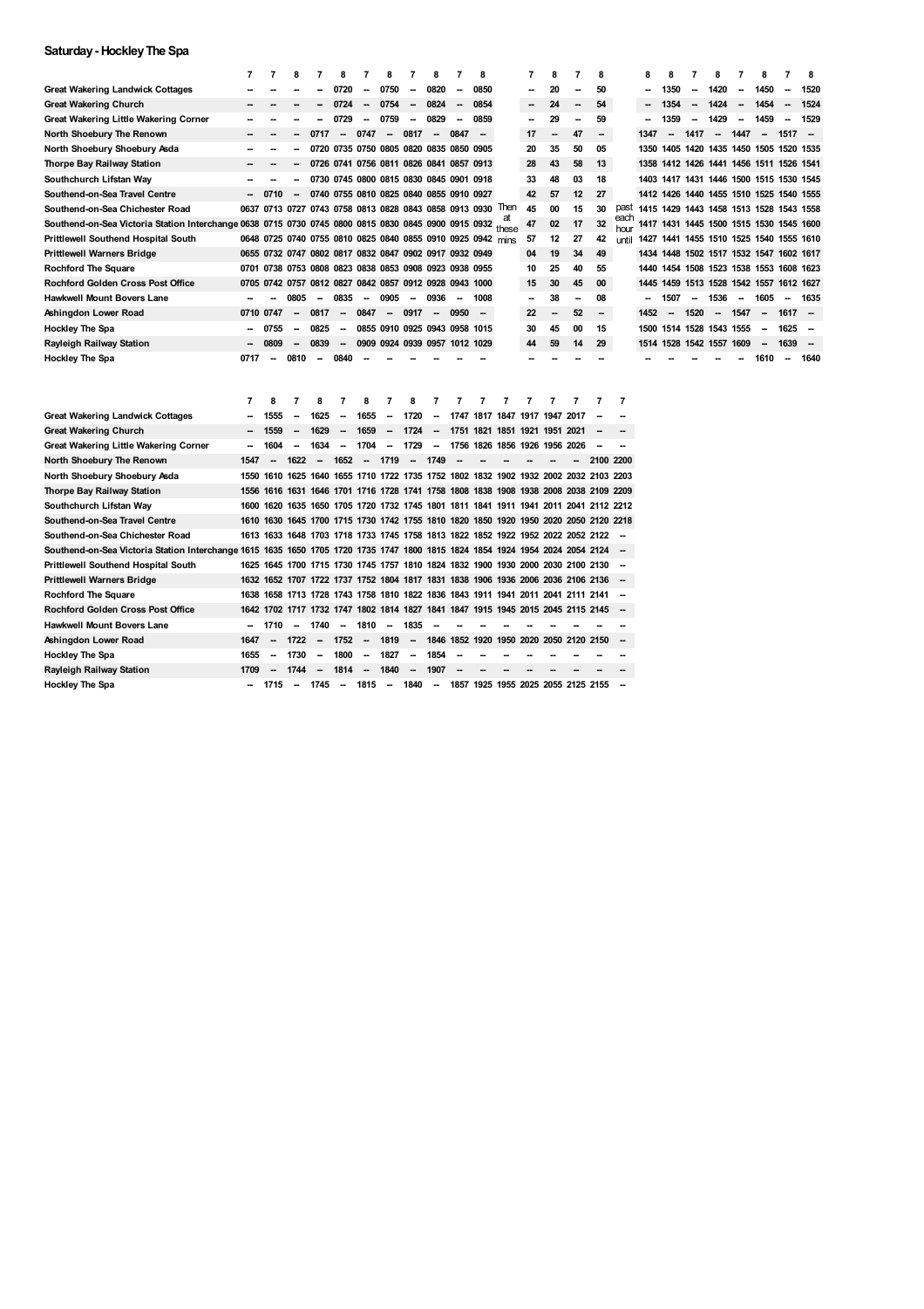## Saturday - Hockley The Spa

| | 7 | 7 | 8 | 7 | 8 | 7 | 8 | 7 | 8 | 7 | 8 | | 7 | 8 | 7 | 8 | | 8 | 8 | 7 | 8 | 7 | 8 | 7 | 8 |
|---|---|---|---|---|---|---|---|---|---|---|---|---|---|---|---|---|---|---|---|---|---|---|---|---|---|
| Great Wakering Landwick Cottages | -- | -- | -- | -- | 0720 | -- | 0750 | -- | 0820 | -- | 0850 | | -- | 20 | -- | 50 | | -- | 1350 | -- | 1420 | -- | 1450 | -- | 1520 |
| Great Wakering Church | -- | -- | -- | -- | 0724 | -- | 0754 | -- | 0824 | -- | 0854 | | -- | 24 | -- | 54 | | -- | 1354 | -- | 1424 | -- | 1454 | -- | 1524 |
| Great Wakering Little Wakering Corner | -- | -- | -- | -- | 0729 | -- | 0759 | -- | 0829 | -- | 0859 | | -- | 29 | -- | 59 | | -- | 1359 | -- | 1429 | -- | 1459 | -- | 1529 |
| North Shoebury The Renown | -- | -- | -- | 0717 | -- | 0747 | -- | 0817 | -- | 0847 | -- | | 17 | -- | 47 | -- | | 1347 | -- | 1417 | -- | 1447 | -- | 1517 | -- |
| North Shoebury Shoebury Asda | -- | -- | -- | 0720 | 0735 | 0750 | 0805 | 0820 | 0835 | 0850 | 0905 | | 20 | 35 | 50 | 05 | | 1350 | 1405 | 1420 | 1435 | 1450 | 1505 | 1520 | 1535 |
| Thorpe Bay Railway Station | -- | -- | -- | 0726 | 0741 | 0756 | 0811 | 0826 | 0841 | 0857 | 0913 | | 28 | 43 | 58 | 13 | | 1358 | 1412 | 1426 | 1441 | 1456 | 1511 | 1526 | 1541 |
| Southchurch Lifstan Way | -- | -- | -- | 0730 | 0745 | 0800 | 0815 | 0830 | 0845 | 0901 | 0918 | | 33 | 48 | 03 | 18 | | 1403 | 1417 | 1431 | 1446 | 1500 | 1515 | 1530 | 1545 |
| Southend-on-Sea Travel Centre | -- | 0710 | -- | 0740 | 0755 | 0810 | 0825 | 0840 | 0855 | 0910 | 0927 | | 42 | 57 | 12 | 27 | | 1412 | 1426 | 1440 | 1455 | 1510 | 1525 | 1540 | 1555 |
| Southend-on-Sea Chichester Road | 0637 | 0713 | 0727 | 0743 | 0758 | 0813 | 0828 | 0843 | 0858 | 0913 | 0930 | Then | 45 | 00 | 15 | 30 | past | 1415 | 1429 | 1443 | 1458 | 1513 | 1528 | 1543 | 1558 |
| Southend-on-Sea Victoria Station Interchange | 0638 | 0715 | 0730 | 0745 | 0800 | 0815 | 0830 | 0845 | 0900 | 0915 | 0932 | at these | 47 | 02 | 17 | 32 | each hour | 1417 | 1431 | 1445 | 1500 | 1515 | 1530 | 1545 | 1600 |
| Prittlewell Southend Hospital South | 0648 | 0725 | 0740 | 0755 | 0810 | 0825 | 0840 | 0855 | 0910 | 0925 | 0942 | mins | 57 | 12 | 27 | 42 | until | 1427 | 1441 | 1455 | 1510 | 1525 | 1540 | 1555 | 1610 |
| Prittlewell Warners Bridge | 0655 | 0732 | 0747 | 0802 | 0817 | 0832 | 0847 | 0902 | 0917 | 0932 | 0949 | | 04 | 19 | 34 | 49 | | 1434 | 1448 | 1502 | 1517 | 1532 | 1547 | 1602 | 1617 |
| Rochford The Square | 0701 | 0738 | 0753 | 0808 | 0823 | 0838 | 0853 | 0908 | 0923 | 0938 | 0955 | | 10 | 25 | 40 | 55 | | 1440 | 1454 | 1508 | 1523 | 1538 | 1553 | 1608 | 1623 |
| Rochford Golden Cross Post Office | 0705 | 0742 | 0757 | 0812 | 0827 | 0842 | 0857 | 0912 | 0928 | 0943 | 1000 | | 15 | 30 | 45 | 00 | | 1445 | 1459 | 1513 | 1528 | 1542 | 1557 | 1612 | 1627 |
| Hawkwell Mount Bovers Lane | -- | -- | 0805 | -- | 0835 | -- | 0905 | -- | 0936 | -- | 1008 | | -- | 38 | -- | 08 | | -- | 1507 | -- | 1536 | -- | 1605 | -- | 1635 |
| Ashingdon Lower Road | 0710 | 0747 | -- | 0817 | -- | 0847 | -- | 0917 | -- | 0950 | -- | | 22 | -- | 52 | -- | | 1452 | -- | 1520 | -- | 1547 | -- | 1617 | -- |
| Hockley The Spa | -- | 0755 | -- | 0825 | -- | 0855 | 0910 | 0925 | 0943 | 0958 | 1015 | | 30 | 45 | 00 | 15 | | 1500 | 1514 | 1528 | 1543 | 1555 | -- | 1625 | -- |
| Rayleigh Railway Station | -- | 0809 | -- | 0839 | -- | 0909 | 0924 | 0939 | 0957 | 1012 | 1029 | | 44 | 59 | 14 | 29 | | 1514 | 1528 | 1542 | 1557 | 1609 | -- | 1639 | -- |
| Hockley The Spa | 0717 | -- | 0810 | -- | 0840 | -- | -- | -- | -- | -- | -- | | -- | -- | -- | -- | | -- | -- | -- | -- | -- | 1610 | -- | 1640 |

| | 7 | 8 | 7 | 8 | 7 | 8 | 7 | 8 | 7 | 7 | 7 | 7 | 7 | 7 | 7 | 7 | 7 |
|---|---|---|---|---|---|---|---|---|---|---|---|---|---|---|---|---|---|
| Great Wakering Landwick Cottages | -- | 1555 | -- | 1625 | -- | 1655 | -- | 1720 | -- | 1747 | 1817 | 1847 | 1917 | 1947 | 2017 | -- | -- |
| Great Wakering Church | -- | 1559 | -- | 1629 | -- | 1659 | -- | 1724 | -- | 1751 | 1821 | 1851 | 1921 | 1951 | 2021 | -- | -- |
| Great Wakering Little Wakering Corner | -- | 1604 | -- | 1634 | -- | 1704 | -- | 1729 | -- | 1756 | 1826 | 1856 | 1926 | 1956 | 2026 | -- | -- |
| North Shoebury The Renown | 1547 | -- | 1622 | -- | 1652 | -- | 1719 | -- | 1749 | -- | -- | -- | -- | -- | -- | 2100 | 2200 |
| North Shoebury Shoebury Asda | 1550 | 1610 | 1625 | 1640 | 1655 | 1710 | 1722 | 1735 | 1752 | 1802 | 1832 | 1902 | 1932 | 2002 | 2032 | 2103 | 2203 |
| Thorpe Bay Railway Station | 1556 | 1616 | 1631 | 1646 | 1701 | 1716 | 1728 | 1741 | 1758 | 1808 | 1838 | 1908 | 1938 | 2008 | 2038 | 2109 | 2209 |
| Southchurch Lifstan Way | 1600 | 1620 | 1635 | 1650 | 1705 | 1720 | 1732 | 1745 | 1801 | 1811 | 1841 | 1911 | 1941 | 2011 | 2041 | 2112 | 2212 |
| Southend-on-Sea Travel Centre | 1610 | 1630 | 1645 | 1700 | 1715 | 1730 | 1742 | 1755 | 1810 | 1820 | 1850 | 1920 | 1950 | 2020 | 2050 | 2120 | 2218 |
| Southend-on-Sea Chichester Road | 1613 | 1633 | 1648 | 1703 | 1718 | 1733 | 1745 | 1758 | 1813 | 1822 | 1852 | 1922 | 1952 | 2022 | 2052 | 2122 | -- |
| Southend-on-Sea Victoria Station Interchange | 1615 | 1635 | 1650 | 1705 | 1720 | 1735 | 1747 | 1800 | 1815 | 1824 | 1854 | 1924 | 1954 | 2024 | 2054 | 2124 | -- |
| Prittlewell Southend Hospital South | 1625 | 1645 | 1700 | 1715 | 1730 | 1745 | 1757 | 1810 | 1824 | 1832 | 1900 | 1930 | 2000 | 2030 | 2100 | 2130 | -- |
| Prittlewell Warners Bridge | 1632 | 1652 | 1707 | 1722 | 1737 | 1752 | 1804 | 1817 | 1831 | 1838 | 1906 | 1936 | 2006 | 2036 | 2106 | 2136 | -- |
| Rochford The Square | 1638 | 1658 | 1713 | 1728 | 1743 | 1758 | 1810 | 1822 | 1836 | 1843 | 1911 | 1941 | 2011 | 2041 | 2111 | 2141 | -- |
| Rochford Golden Cross Post Office | 1642 | 1702 | 1717 | 1732 | 1747 | 1802 | 1814 | 1827 | 1841 | 1847 | 1915 | 1945 | 2015 | 2045 | 2115 | 2145 | -- |
| Hawkwell Mount Bovers Lane | -- | 1710 | -- | 1740 | -- | 1810 | -- | 1835 | -- | -- | -- | -- | -- | -- | -- | -- | -- |
| Ashingdon Lower Road | 1647 | -- | 1722 | -- | 1752 | -- | 1819 | -- | 1846 | 1852 | 1920 | 1950 | 2020 | 2050 | 2120 | 2150 | -- |
| Hockley The Spa | 1655 | -- | 1730 | -- | 1800 | -- | 1827 | -- | 1854 | -- | -- | -- | -- | -- | -- | -- | -- |
| Rayleigh Railway Station | 1709 | -- | 1744 | -- | 1814 | -- | 1840 | -- | 1907 | -- | -- | -- | -- | -- | -- | -- | -- |
| Hockley The Spa | -- | 1715 | -- | 1745 | -- | 1815 | -- | 1840 | -- | 1857 | 1925 | 1955 | 2025 | 2055 | 2125 | 2155 | -- |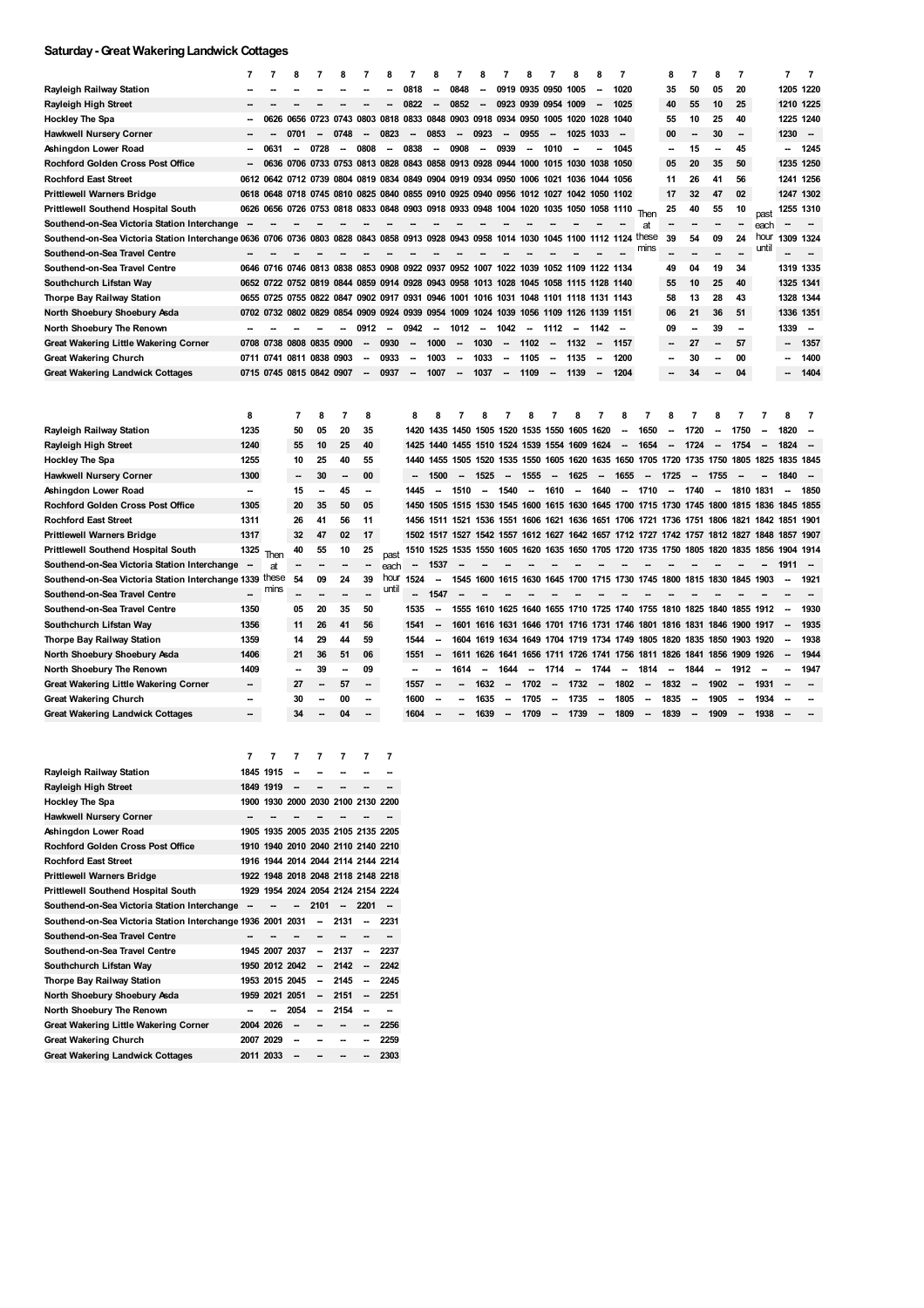## Saturday - Great Wakering Landwick Cottages

| Stop | 7 | 7 | 8 | 7 | 8 | 7 | 8 | 7 | 8 | 7 | 8 | 7 | 8 | 7 | 8 | 8 | 7 | Then at these mins | 8 | 7 | 8 | 7 | past each hour until | 7 | 7 |
|---|---|---|---|---|---|---|---|---|---|---|---|---|---|---|---|---|---|---|---|---|---|---|---|---|---|
| Rayleigh Railway Station | -- | -- | -- | -- | -- | -- | -- | 0818 | -- | 0848 | -- | 0919 | 0935 | 0950 | 1005 | -- | 1020 | | 35 | 50 | 05 | 20 | | 1205 | 1220 |
| Rayleigh High Street | -- | -- | -- | -- | -- | -- | -- | 0822 | -- | 0852 | -- | 0923 | 0939 | 0954 | 1009 | -- | 1025 | | 40 | 55 | 10 | 25 | | 1210 | 1225 |
| Hockley The Spa | -- | 0626 | 0656 | 0723 | 0743 | 0803 | 0818 | 0833 | 0848 | 0903 | 0918 | 0934 | 0950 | 1005 | 1020 | 1028 | 1040 | | 55 | 10 | 25 | 40 | | 1225 | 1240 |
| Hawkwell Nursery Corner | -- | -- | 0701 | -- | 0748 | -- | 0823 | -- | 0853 | -- | 0923 | -- | 0955 | -- | 1025 | 1033 | -- | | 00 | -- | 30 | -- | | 1230 | -- |
| Ashingdon Lower Road | -- | 0631 | -- | 0728 | -- | 0808 | -- | 0838 | -- | 0908 | -- | 0939 | -- | 1010 | -- | -- | 1045 | | -- | 15 | -- | 45 | | -- | 1245 |
| Rochford Golden Cross Post Office | -- | 0636 | 0706 | 0733 | 0753 | 0813 | 0828 | 0843 | 0858 | 0913 | 0928 | 0944 | 1000 | 1015 | 1030 | 1038 | 1050 | | 05 | 20 | 35 | 50 | | 1235 | 1250 |
| Rochford East Street | 0612 | 0642 | 0712 | 0739 | 0804 | 0819 | 0834 | 0849 | 0904 | 0919 | 0934 | 0950 | 1006 | 1021 | 1036 | 1044 | 1056 | | 11 | 26 | 41 | 56 | | 1241 | 1256 |
| Prittlewell Warners Bridge | 0618 | 0648 | 0718 | 0745 | 0810 | 0825 | 0840 | 0855 | 0910 | 0925 | 0940 | 0956 | 1012 | 1027 | 1042 | 1050 | 1102 | | 17 | 32 | 47 | 02 | | 1247 | 1302 |
| Prittlewell Southend Hospital South | 0626 | 0656 | 0726 | 0753 | 0818 | 0833 | 0848 | 0903 | 0918 | 0933 | 0948 | 1004 | 1020 | 1035 | 1050 | 1058 | 1110 | | 25 | 40 | 55 | 10 | | 1255 | 1310 |
| Southend-on-Sea Victoria Station Interchange | -- | -- | -- | -- | -- | -- | -- | -- | -- | -- | -- | -- | -- | -- | -- | -- | -- | | -- | -- | -- | -- | | -- | -- |
| Southend-on-Sea Victoria Station Interchange | 0636 | 0706 | 0736 | 0803 | 0828 | 0843 | 0858 | 0913 | 0928 | 0943 | 0958 | 1014 | 1030 | 1045 | 1100 | 1112 | 1124 | | 39 | 54 | 09 | 24 | | 1309 | 1324 |
| Southend-on-Sea Travel Centre | -- | -- | -- | -- | -- | -- | -- | -- | -- | -- | -- | -- | -- | -- | -- | -- | -- | | -- | -- | -- | -- | | -- | -- |
| Southend-on-Sea Travel Centre | 0646 | 0716 | 0746 | 0813 | 0838 | 0853 | 0908 | 0922 | 0937 | 0952 | 1007 | 1022 | 1039 | 1052 | 1109 | 1122 | 1134 | | 49 | 04 | 19 | 34 | | 1319 | 1335 |
| Southchurch Lifstan Way | 0652 | 0722 | 0752 | 0819 | 0844 | 0859 | 0914 | 0928 | 0943 | 0958 | 1013 | 1028 | 1045 | 1058 | 1115 | 1128 | 1140 | | 55 | 10 | 25 | 40 | | 1325 | 1341 |
| Thorpe Bay Railway Station | 0655 | 0725 | 0755 | 0822 | 0847 | 0902 | 0917 | 0931 | 0946 | 1001 | 1016 | 1031 | 1048 | 1101 | 1118 | 1131 | 1143 | | 58 | 13 | 28 | 43 | | 1328 | 1344 |
| North Shoebury Shoebury Asda | 0702 | 0732 | 0802 | 0829 | 0854 | 0909 | 0924 | 0939 | 0954 | 1009 | 1024 | 1039 | 1056 | 1109 | 1126 | 1139 | 1151 | | 06 | 21 | 36 | 51 | | 1336 | 1351 |
| North Shoebury The Renown | -- | -- | -- | -- | -- | 0912 | -- | 0942 | -- | 1012 | -- | 1042 | -- | 1112 | -- | 1142 | -- | | 09 | -- | 39 | -- | | 1339 | -- |
| Great Wakering Little Wakering Corner | 0708 | 0738 | 0808 | 0835 | 0900 | -- | 0930 | -- | 1000 | -- | 1030 | -- | 1102 | -- | 1132 | -- | 1157 | | -- | 27 | -- | 57 | | -- | 1357 |
| Great Wakering Church | 0711 | 0741 | 0811 | 0838 | 0903 | -- | 0933 | -- | 1003 | -- | 1033 | -- | 1105 | -- | 1135 | -- | 1200 | | -- | 30 | -- | 00 | | -- | 1400 |
| Great Wakering Landwick Cottages | 0715 | 0745 | 0815 | 0842 | 0907 | -- | 0937 | -- | 1007 | -- | 1037 | -- | 1109 | -- | 1139 | -- | 1204 | | -- | 34 | -- | 04 | | -- | 1404 |

| Stop | 8 | Then at these mins | 7 | 8 | 7 | 8 | past each hour until | 8 | 8 | 7 | 8 | 7 | 8 | 7 | 8 | 7 | 8 | 7 | 8 | 7 | 8 | 7 | 7 | 8 | 7 |
|---|---|---|---|---|---|---|---|---|---|---|---|---|---|---|---|---|---|---|---|---|---|---|---|---|---|
| Rayleigh Railway Station | 1235 | | 50 | 05 | 20 | 35 | | 1420 | 1435 | 1450 | 1505 | 1520 | 1535 | 1550 | 1605 | 1620 | -- | 1650 | -- | 1720 | -- | 1750 | -- | 1820 | -- |
| Rayleigh High Street | 1240 | | 55 | 10 | 25 | 40 | | 1425 | 1440 | 1455 | 1510 | 1524 | 1539 | 1554 | 1609 | 1624 | -- | 1654 | -- | 1724 | -- | 1754 | -- | 1824 | -- |
| Hockley The Spa | 1255 | | 10 | 25 | 40 | 55 | | 1440 | 1455 | 1505 | 1520 | 1535 | 1550 | 1605 | 1620 | 1635 | 1650 | 1705 | 1720 | 1735 | 1750 | 1805 | 1825 | 1835 | 1845 |
| Hawkwell Nursery Corner | 1300 | | -- | 30 | -- | 00 | | -- | 1500 | -- | 1525 | -- | 1555 | -- | 1625 | -- | 1655 | -- | 1725 | -- | 1755 | -- | -- | 1840 | -- |
| Ashingdon Lower Road | -- | | 15 | -- | 45 | -- | | 1445 | -- | 1510 | -- | 1540 | -- | 1610 | -- | 1640 | -- | 1710 | -- | 1740 | -- | 1810 | 1831 | -- | 1850 |
| Rochford Golden Cross Post Office | 1305 | | 20 | 35 | 50 | 05 | | 1450 | 1505 | 1515 | 1530 | 1545 | 1600 | 1615 | 1630 | 1645 | 1700 | 1715 | 1730 | 1745 | 1800 | 1815 | 1836 | 1845 | 1855 |
| Rochford East Street | 1311 | | 26 | 41 | 56 | 11 | | 1456 | 1511 | 1521 | 1536 | 1551 | 1606 | 1621 | 1636 | 1651 | 1706 | 1721 | 1736 | 1751 | 1806 | 1821 | 1842 | 1851 | 1901 |
| Prittlewell Warners Bridge | 1317 | | 32 | 47 | 02 | 17 | | 1502 | 1517 | 1527 | 1542 | 1557 | 1612 | 1627 | 1642 | 1657 | 1712 | 1727 | 1742 | 1757 | 1812 | 1827 | 1848 | 1857 | 1907 |
| Prittlewell Southend Hospital South | 1325 | | 40 | 55 | 10 | 25 | | 1510 | 1525 | 1535 | 1550 | 1605 | 1620 | 1635 | 1650 | 1705 | 1720 | 1735 | 1750 | 1805 | 1820 | 1835 | 1856 | 1904 | 1914 |
| Southend-on-Sea Victoria Station Interchange | -- | | -- | -- | -- | -- | | -- | 1537 | -- | -- | -- | -- | -- | -- | -- | -- | -- | -- | -- | -- | -- | -- | 1911 | -- |
| Southend-on-Sea Victoria Station Interchange | 1339 | | 54 | 09 | 24 | 39 | | 1524 | -- | 1545 | 1600 | 1615 | 1630 | 1645 | 1700 | 1715 | 1730 | 1745 | 1800 | 1815 | 1830 | 1845 | 1903 | -- | 1921 |
| Southend-on-Sea Travel Centre | -- | | -- | -- | -- | -- | | -- | 1547 | -- | -- | -- | -- | -- | -- | -- | -- | -- | -- | -- | -- | -- | -- | -- | -- |
| Southend-on-Sea Travel Centre | 1350 | | 05 | 20 | 35 | 50 | | 1535 | -- | 1555 | 1610 | 1625 | 1640 | 1655 | 1710 | 1725 | 1740 | 1755 | 1810 | 1825 | 1840 | 1855 | 1912 | -- | 1930 |
| Southchurch Lifstan Way | 1356 | | 11 | 26 | 41 | 56 | | 1541 | -- | 1601 | 1616 | 1631 | 1646 | 1701 | 1716 | 1731 | 1746 | 1801 | 1816 | 1831 | 1846 | 1900 | 1917 | -- | 1935 |
| Thorpe Bay Railway Station | 1359 | | 14 | 29 | 44 | 59 | | 1544 | -- | 1604 | 1619 | 1634 | 1649 | 1704 | 1719 | 1734 | 1749 | 1805 | 1820 | 1835 | 1850 | 1903 | 1920 | -- | 1938 |
| North Shoebury Shoebury Asda | 1406 | | 21 | 36 | 51 | 06 | | 1551 | -- | 1611 | 1626 | 1641 | 1656 | 1711 | 1726 | 1741 | 1756 | 1811 | 1826 | 1841 | 1856 | 1909 | 1926 | -- | 1944 |
| North Shoebury The Renown | 1409 | | -- | 39 | -- | 09 | | -- | -- | 1614 | -- | 1644 | -- | 1714 | -- | 1744 | -- | 1814 | -- | 1844 | -- | 1912 | -- | -- | 1947 |
| Great Wakering Little Wakering Corner | -- | | 27 | -- | 57 | -- | | 1557 | -- | -- | 1632 | -- | 1702 | -- | 1732 | -- | 1802 | -- | 1832 | -- | 1902 | -- | 1931 | -- | -- |
| Great Wakering Church | -- | | 30 | -- | 00 | -- | | 1600 | -- | -- | 1635 | -- | 1705 | -- | 1735 | -- | 1805 | -- | 1835 | -- | 1905 | -- | 1934 | -- | -- |
| Great Wakering Landwick Cottages | -- | | 34 | -- | 04 | -- | | 1604 | -- | -- | 1639 | -- | 1709 | -- | 1739 | -- | 1809 | -- | 1839 | -- | 1909 | -- | 1938 | -- | -- |

| Stop | 7 | 7 | 7 | 7 | 7 | 7 | 7 |
|---|---|---|---|---|---|---|---|
| Rayleigh Railway Station | 1845 | 1915 | -- | -- | -- | -- | -- |
| Rayleigh High Street | 1849 | 1919 | -- | -- | -- | -- | -- |
| Hockley The Spa | 1900 | 1930 | 2000 | 2030 | 2100 | 2130 | 2200 |
| Hawkwell Nursery Corner | -- | -- | -- | -- | -- | -- | -- |
| Ashingdon Lower Road | 1905 | 1935 | 2005 | 2035 | 2105 | 2135 | 2205 |
| Rochford Golden Cross Post Office | 1910 | 1940 | 2010 | 2040 | 2110 | 2140 | 2210 |
| Rochford East Street | 1916 | 1944 | 2014 | 2044 | 2114 | 2144 | 2214 |
| Prittlewell Warners Bridge | 1922 | 1948 | 2018 | 2048 | 2118 | 2148 | 2218 |
| Prittlewell Southend Hospital South | 1929 | 1954 | 2024 | 2054 | 2124 | 2154 | 2224 |
| Southend-on-Sea Victoria Station Interchange | -- | -- | -- | 2101 | -- | 2201 | -- |
| Southend-on-Sea Victoria Station Interchange | 1936 | 2001 | 2031 | -- | 2131 | -- | 2231 |
| Southend-on-Sea Travel Centre | -- | -- | -- | -- | -- | -- | -- |
| Southend-on-Sea Travel Centre | 1945 | 2007 | 2037 | -- | 2137 | -- | 2237 |
| Southchurch Lifstan Way | 1950 | 2012 | 2042 | -- | 2142 | -- | 2242 |
| Thorpe Bay Railway Station | 1953 | 2015 | 2045 | -- | 2145 | -- | 2245 |
| North Shoebury Shoebury Asda | 1959 | 2021 | 2051 | -- | 2151 | -- | 2251 |
| North Shoebury The Renown | -- | -- | 2054 | -- | 2154 | -- | -- |
| Great Wakering Little Wakering Corner | 2004 | 2026 | -- | -- | -- | -- | 2256 |
| Great Wakering Church | 2007 | 2029 | -- | -- | -- | -- | 2259 |
| Great Wakering Landwick Cottages | 2011 | 2033 | -- | -- | -- | -- | 2303 |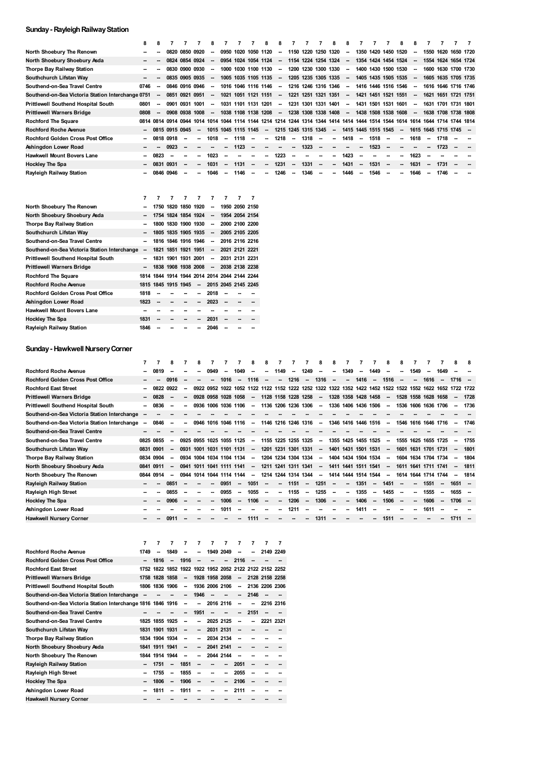## Sunday - Rayleigh Railway Station

| | 8 | 8 | 7 | 7 | 7 | 8 | 7 | 7 | 7 | 7 | 8 | 7 | 7 | 7 | 7 | 8 | 7 | 7 | 7 | 7 | 8 | 7 | 7 | 7 | 7 |
|---|---|---|---|---|---|---|---|---|---|---|---|---|---|---|---|---|---|---|---|---|---|---|---|---|---|
| North Shoebury The Renown | -- | -- | 0820 | 0850 | 0920 | -- | 0950 | 1020 | 1050 | 1120 | -- | 1150 | 1220 | 1250 | 1320 | -- | 1350 | 1420 | 1450 | 1520 | -- | 1550 | 1620 | 1650 | 1720 |
| North Shoebury Shoebury Asda | -- | -- | 0824 | 0854 | 0924 | -- | 0954 | 1024 | 1054 | 1124 | -- | 1154 | 1224 | 1254 | 1324 | -- | 1354 | 1424 | 1454 | 1524 | -- | 1554 | 1624 | 1654 | 1724 |
| Thorpe Bay Railway Station | -- | -- | 0830 | 0900 | 0930 | -- | 1000 | 1030 | 1100 | 1130 | -- | 1200 | 1230 | 1300 | 1330 | -- | 1400 | 1430 | 1500 | 1530 | -- | 1600 | 1630 | 1700 | 1730 |
| Southchurch Lifstan Way | -- | -- | 0835 | 0905 | 0935 | -- | 1005 | 1035 | 1105 | 1135 | -- | 1205 | 1235 | 1305 | 1335 | -- | 1405 | 1435 | 1505 | 1535 | -- | 1605 | 1635 | 1705 | 1735 |
| Southend-on-Sea Travel Centre | 0746 | -- | 0846 | 0916 | 0946 | -- | 1016 | 1046 | 1116 | 1146 | -- | 1216 | 1246 | 1316 | 1346 | -- | 1416 | 1446 | 1516 | 1546 | -- | 1616 | 1646 | 1716 | 1746 |
| Southend-on-Sea Victoria Station Interchange | 0751 | -- | 0851 | 0921 | 0951 | -- | 1021 | 1051 | 1121 | 1151 | -- | 1221 | 1251 | 1321 | 1351 | -- | 1421 | 1451 | 1521 | 1551 | -- | 1621 | 1651 | 1721 | 1751 |
| Prittlewell Southend Hospital South | 0801 | -- | 0901 | 0931 | 1001 | -- | 1031 | 1101 | 1131 | 1201 | -- | 1231 | 1301 | 1331 | 1401 | -- | 1431 | 1501 | 1531 | 1601 | -- | 1631 | 1701 | 1731 | 1801 |
| Prittlewell Warners Bridge | 0808 | -- | 0908 | 0938 | 1008 | -- | 1038 | 1108 | 1138 | 1208 | -- | 1238 | 1308 | 1338 | 1408 | -- | 1438 | 1508 | 1538 | 1608 | -- | 1638 | 1708 | 1738 | 1808 |
| Rochford The Square | 0814 | 0814 | 0914 | 0944 | 1014 | 1014 | 1044 | 1114 | 1144 | 1214 | 1214 | 1244 | 1314 | 1344 | 1414 | 1414 | 1444 | 1514 | 1544 | 1614 | 1614 | 1644 | 1714 | 1744 | 1814 |
| Rochford Roche Avenue | -- | 0815 | 0915 | 0945 | -- | 1015 | 1045 | 1115 | 1145 | -- | 1215 | 1245 | 1315 | 1345 | -- | 1415 | 1445 | 1515 | 1545 | -- | 1615 | 1645 | 1715 | 1745 | -- |
| Rochford Golden Cross Post Office | -- | 0818 | 0918 | -- | -- | 1018 | -- | 1118 | -- | -- | 1218 | -- | 1318 | -- | -- | 1418 | -- | 1518 | -- | -- | 1618 | -- | 1718 | -- | -- |
| Ashingdon Lower Road | -- | -- | 0923 | -- | -- | -- | -- | 1123 | -- | -- | -- | -- | 1323 | -- | -- | -- | -- | 1523 | -- | -- | -- | -- | 1723 | -- | -- |
| Hawkwell Mount Bovers Lane | -- | 0823 | -- | -- | -- | 1023 | -- | -- | -- | -- | 1223 | -- | -- | -- | -- | 1423 | -- | -- | -- | -- | 1623 | -- | -- | -- | -- |
| Hockley The Spa | -- | 0831 | 0931 | -- | -- | 1031 | -- | 1131 | -- | -- | 1231 | -- | 1331 | -- | -- | 1431 | -- | 1531 | -- | -- | 1631 | -- | 1731 | -- | -- |
| Rayleigh Railway Station | -- | 0846 | 0946 | -- | -- | 1046 | -- | 1146 | -- | -- | 1246 | -- | 1346 | -- | -- | 1446 | -- | 1546 | -- | -- | 1646 | -- | 1746 | -- | -- |

| | 7 | 7 | 7 | 7 | 7 | 7 | 7 | 7 | 7 |
|---|---|---|---|---|---|---|---|---|---|
| North Shoebury The Renown | -- | 1750 | 1820 | 1850 | 1920 | -- | 1950 | 2050 | 2150 |
| North Shoebury Shoebury Asda | -- | 1754 | 1824 | 1854 | 1924 | -- | 1954 | 2054 | 2154 |
| Thorpe Bay Railway Station | -- | 1800 | 1830 | 1900 | 1930 | -- | 2000 | 2100 | 2200 |
| Southchurch Lifstan Way | -- | 1805 | 1835 | 1905 | 1935 | -- | 2005 | 2105 | 2205 |
| Southend-on-Sea Travel Centre | -- | 1816 | 1846 | 1916 | 1946 | -- | 2016 | 2116 | 2216 |
| Southend-on-Sea Victoria Station Interchange | -- | 1821 | 1851 | 1921 | 1951 | -- | 2021 | 2121 | 2221 |
| Prittlewell Southend Hospital South | -- | 1831 | 1901 | 1931 | 2001 | -- | 2031 | 2131 | 2231 |
| Prittlewell Warners Bridge | -- | 1838 | 1908 | 1938 | 2008 | -- | 2038 | 2138 | 2238 |
| Rochford The Square | 1814 | 1844 | 1914 | 1944 | 2014 | 2014 | 2044 | 2144 | 2244 |
| Rochford Roche Avenue | 1815 | 1845 | 1915 | 1945 | -- | 2015 | 2045 | 2145 | 2245 |
| Rochford Golden Cross Post Office | 1818 | -- | -- | -- | -- | 2018 | -- | -- | -- |
| Ashingdon Lower Road | 1823 | -- | -- | -- | -- | 2023 | -- | -- | -- |
| Hawkwell Mount Bovers Lane | -- | -- | -- | -- | -- | -- | -- | -- | -- |
| Hockley The Spa | 1831 | -- | -- | -- | -- | 2031 | -- | -- | -- |
| Rayleigh Railway Station | 1846 | -- | -- | -- | -- | 2046 | -- | -- | -- |

## Sunday - Hawkwell Nursery Corner

| | 7 | 7 | 8 | 7 | 8 | 7 | 7 | 7 | 8 | 8 | 7 | 7 | 7 | 8 | 8 | 7 | 7 | 7 | 8 | 8 | 7 | 7 | 7 | 8 | 8 |
|---|---|---|---|---|---|---|---|---|---|---|---|---|---|---|---|---|---|---|---|---|---|---|---|---|---|
| Rochford Roche Avenue | -- | 0819 | -- | -- | -- | 0949 | -- | 1049 | -- | -- | 1149 | -- | 1249 | -- | -- | 1349 | -- | 1449 | -- | -- | 1549 | -- | 1649 | -- | -- |
| Rochford Golden Cross Post Office | -- | -- | 0916 | -- | -- | -- | 1016 | -- | 1116 | -- | -- | 1216 | -- | 1316 | -- | -- | 1416 | -- | 1516 | -- | -- | 1616 | -- | 1716 | -- |
| Rochford East Street | -- | 0822 | 0922 | -- | 0922 | 0952 | 1022 | 1052 | 1122 | 1122 | 1152 | 1222 | 1252 | 1322 | 1322 | 1352 | 1422 | 1452 | 1522 | 1522 | 1552 | 1622 | 1652 | 1722 | 1722 |
| Prittlewell Warners Bridge | -- | 0828 | -- | -- | 0928 | 0958 | 1028 | 1058 | -- | 1128 | 1158 | 1228 | 1258 | -- | 1328 | 1358 | 1428 | 1458 | -- | 1528 | 1558 | 1628 | 1658 | -- | 1728 |
| Prittlewell Southend Hospital South | -- | 0836 | -- | -- | 0936 | 1006 | 1036 | 1106 | -- | 1136 | 1206 | 1236 | 1306 | -- | 1336 | 1406 | 1436 | 1506 | -- | 1536 | 1606 | 1636 | 1706 | -- | 1736 |
| Southend-on-Sea Victoria Station Interchange | -- | -- | -- | -- | -- | -- | -- | -- | -- | -- | -- | -- | -- | -- | -- | -- | -- | -- | -- | -- | -- | -- | -- | -- | -- |
| Southend-on-Sea Victoria Station Interchange | -- | 0846 | -- | -- | 0946 | 1016 | 1046 | 1116 | -- | 1146 | 1216 | 1246 | 1316 | -- | 1346 | 1416 | 1446 | 1516 | -- | 1546 | 1616 | 1646 | 1716 | -- | 1746 |
| Southend-on-Sea Travel Centre | -- | -- | -- | -- | -- | -- | -- | -- | -- | -- | -- | -- | -- | -- | -- | -- | -- | -- | -- | -- | -- | -- | -- | -- | -- |
| Southend-on-Sea Travel Centre | 0825 | 0855 | -- | 0925 | 0955 | 1025 | 1055 | 1125 | -- | 1155 | 1225 | 1255 | 1325 | -- | 1355 | 1425 | 1455 | 1525 | -- | 1555 | 1625 | 1655 | 1725 | -- | 1755 |
| Southchurch Lifstan Way | 0831 | 0901 | -- | 0931 | 1001 | 1031 | 1101 | 1131 | -- | 1201 | 1231 | 1301 | 1331 | -- | 1401 | 1431 | 1501 | 1531 | -- | 1601 | 1631 | 1701 | 1731 | -- | 1801 |
| Thorpe Bay Railway Station | 0834 | 0904 | -- | 0934 | 1004 | 1034 | 1104 | 1134 | -- | 1204 | 1234 | 1304 | 1334 | -- | 1404 | 1434 | 1504 | 1534 | -- | 1604 | 1634 | 1704 | 1734 | -- | 1804 |
| North Shoebury Shoebury Asda | 0841 | 0911 | -- | 0941 | 1011 | 1041 | 1111 | 1141 | -- | 1211 | 1241 | 1311 | 1341 | -- | 1411 | 1441 | 1511 | 1541 | -- | 1611 | 1641 | 1711 | 1741 | -- | 1811 |
| North Shoebury The Renown | 0844 | 0914 | -- | 0944 | 1014 | 1044 | 1114 | 1144 | -- | 1214 | 1244 | 1314 | 1344 | -- | 1414 | 1444 | 1514 | 1544 | -- | 1614 | 1644 | 1714 | 1744 | -- | 1814 |
| Rayleigh Railway Station | -- | -- | 0851 | -- | -- | -- | 0951 | -- | 1051 | -- | -- | 1151 | -- | 1251 | -- | -- | 1351 | -- | 1451 | -- | -- | 1551 | -- | 1651 | -- |
| Rayleigh High Street | -- | -- | 0855 | -- | -- | -- | 0955 | -- | 1055 | -- | -- | 1155 | -- | 1255 | -- | -- | 1355 | -- | 1455 | -- | -- | 1555 | -- | 1655 | -- |
| Hockley The Spa | -- | -- | 0906 | -- | -- | -- | 1006 | -- | 1106 | -- | -- | 1206 | -- | 1306 | -- | -- | 1406 | -- | 1506 | -- | -- | 1606 | -- | 1706 | -- |
| Ashingdon Lower Road | -- | -- | -- | -- | -- | -- | 1011 | -- | -- | -- | -- | 1211 | -- | -- | -- | -- | 1411 | -- | -- | -- | -- | 1611 | -- | -- | -- |
| Hawkwell Nursery Corner | -- | -- | 0911 | -- | -- | -- | -- | -- | 1111 | -- | -- | -- | -- | 1311 | -- | -- | -- | -- | 1511 | -- | -- | -- | -- | 1711 | -- |

| | 7 | 7 | 7 | 7 | 7 | 7 | 7 | 7 | 7 | 7 | 7 |
|---|---|---|---|---|---|---|---|---|---|---|---|
| Rochford Roche Avenue | 1749 | -- | 1849 | -- | -- | 1949 | 2049 | -- | -- | 2149 | 2249 |
| Rochford Golden Cross Post Office | -- | 1816 | -- | 1916 | -- | -- | -- | 2116 | -- | -- | -- |
| Rochford East Street | 1752 | 1822 | 1852 | 1922 | 1922 | 1952 | 2052 | 2122 | 2122 | 2152 | 2252 |
| Prittlewell Warners Bridge | 1758 | 1828 | 1858 | -- | 1928 | 1958 | 2058 | -- | 2128 | 2158 | 2258 |
| Prittlewell Southend Hospital South | 1806 | 1836 | 1906 | -- | 1936 | 2006 | 2106 | -- | 2136 | 2206 | 2306 |
| Southend-on-Sea Victoria Station Interchange | -- | -- | -- | -- | 1946 | -- | -- | -- | 2146 | -- | -- |
| Southend-on-Sea Victoria Station Interchange | 1816 | 1846 | 1916 | -- | -- | 2016 | 2116 | -- | -- | 2216 | 2316 |
| Southend-on-Sea Travel Centre | -- | -- | -- | -- | 1951 | -- | -- | -- | 2151 | -- | -- |
| Southend-on-Sea Travel Centre | 1825 | 1855 | 1925 | -- | -- | 2025 | 2125 | -- | -- | 2221 | 2321 |
| Southchurch Lifstan Way | 1831 | 1901 | 1931 | -- | -- | 2031 | 2131 | -- | -- | -- | -- |
| Thorpe Bay Railway Station | 1834 | 1904 | 1934 | -- | -- | 2034 | 2134 | -- | -- | -- | -- |
| North Shoebury Shoebury Asda | 1841 | 1911 | 1941 | -- | -- | 2041 | 2141 | -- | -- | -- | -- |
| North Shoebury The Renown | 1844 | 1914 | 1944 | -- | -- | 2044 | 2144 | -- | -- | -- | -- |
| Rayleigh Railway Station | -- | 1751 | -- | 1851 | -- | -- | -- | 2051 | -- | -- | -- |
| Rayleigh High Street | -- | 1755 | -- | 1855 | -- | -- | -- | 2055 | -- | -- | -- |
| Hockley The Spa | -- | 1806 | -- | 1906 | -- | -- | -- | 2106 | -- | -- | -- |
| Ashingdon Lower Road | -- | 1811 | -- | 1911 | -- | -- | -- | 2111 | -- | -- | -- |
| Hawkwell Nursery Corner | -- | -- | -- | -- | -- | -- | -- | -- | -- | -- | -- |